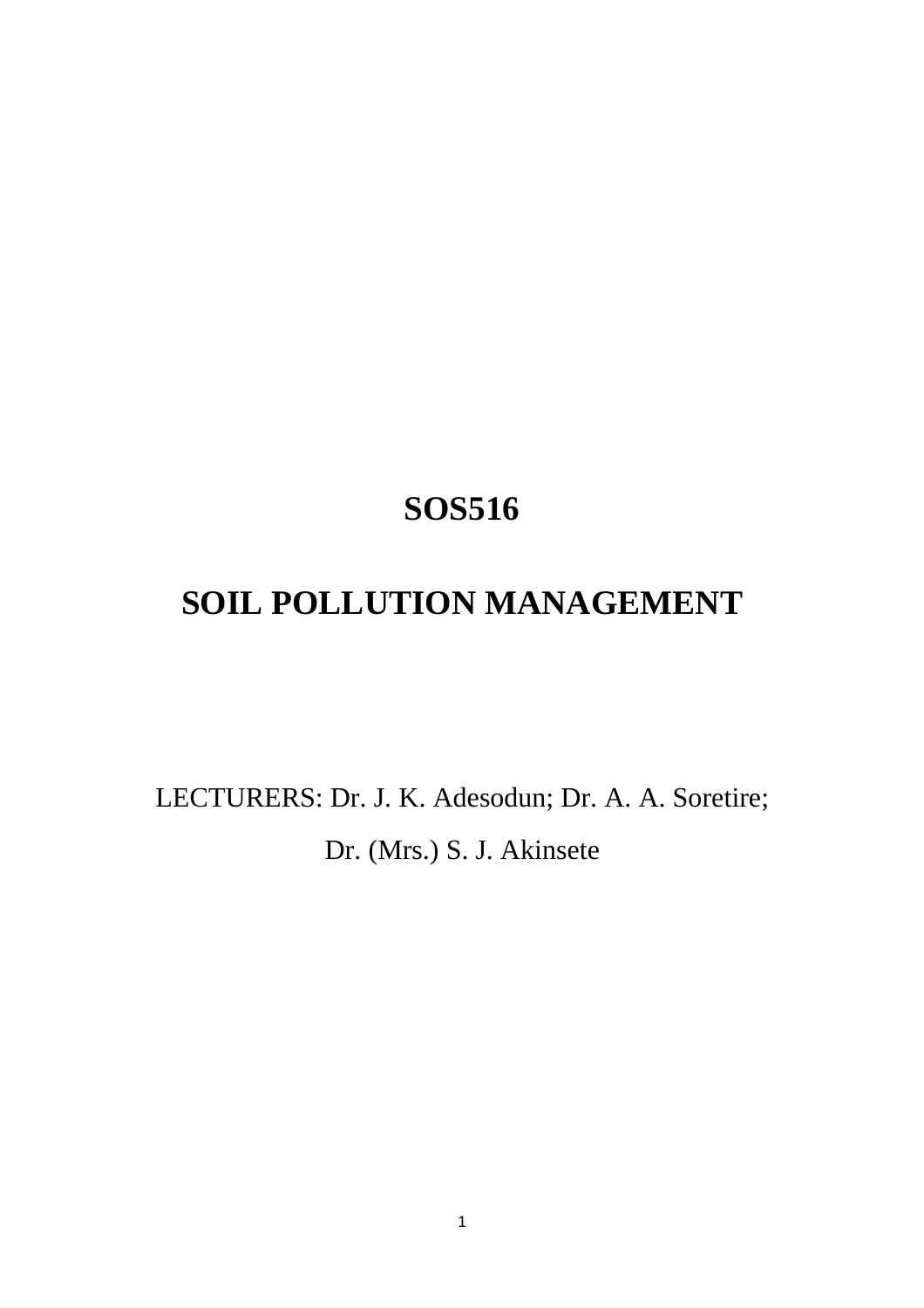# SOS516

# SOIL POLLUTION MANAGEMENT

LECTURERS: Dr. J. K. Adesodun; Dr. A. A. Soretire;

Dr. (Mrs.) S. J. Akinsete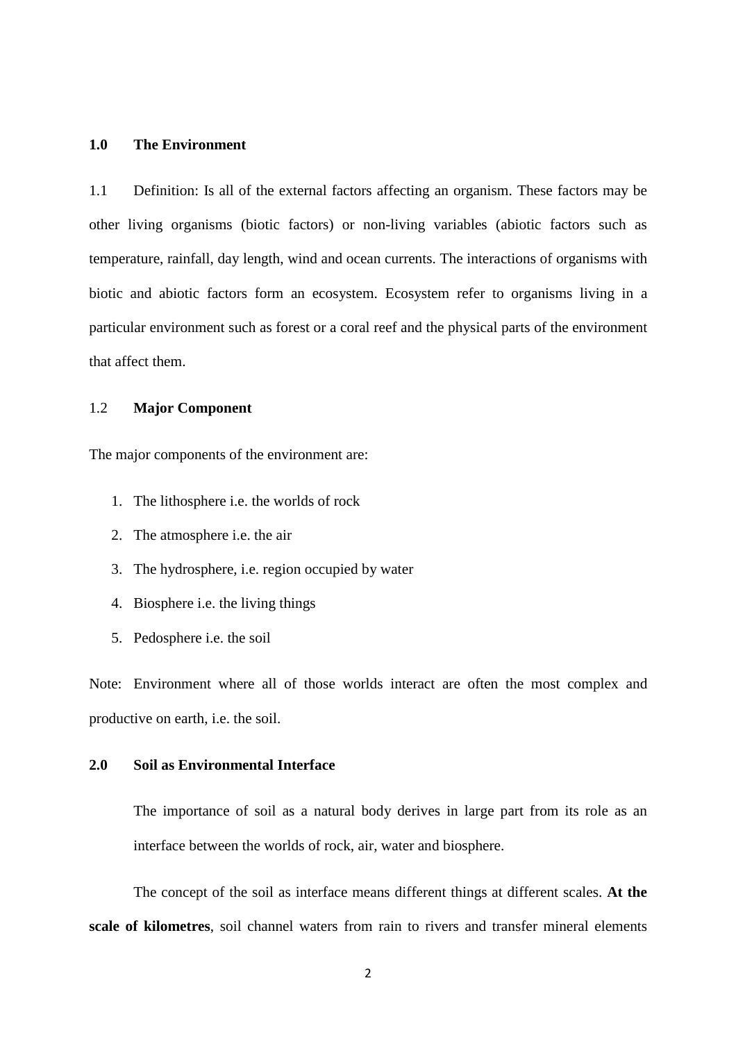## 1.0 The Environment

1.1 Definition: Is all of the external factors affecting an organism. These factors may be other living organisms (biotic factors) or non-living variables (abiotic factors such as temperature, rainfall, day length, wind and ocean currents. The interactions of organisms with biotic and abiotic factors form an ecosystem. Ecosystem refer to organisms living in a particular environment such as forest or a coral reef and the physical parts of the environment that affect them.

### 1.2 Major Component

The major components of the environment are:

1. The lithosphere i.e. the worlds of rock
2. The atmosphere i.e. the air
3. The hydrosphere, i.e. region occupied by water
4. Biosphere i.e. the living things
5. Pedosphere i.e. the soil

Note: Environment where all of those worlds interact are often the most complex and productive on earth, i.e. the soil.

## 2.0 Soil as Environmental Interface

The importance of soil as a natural body derives in large part from its role as an interface between the worlds of rock, air, water and biosphere.

The concept of the soil as interface means different things at different scales. **At the scale of kilometres**, soil channel waters from rain to rivers and transfer mineral elements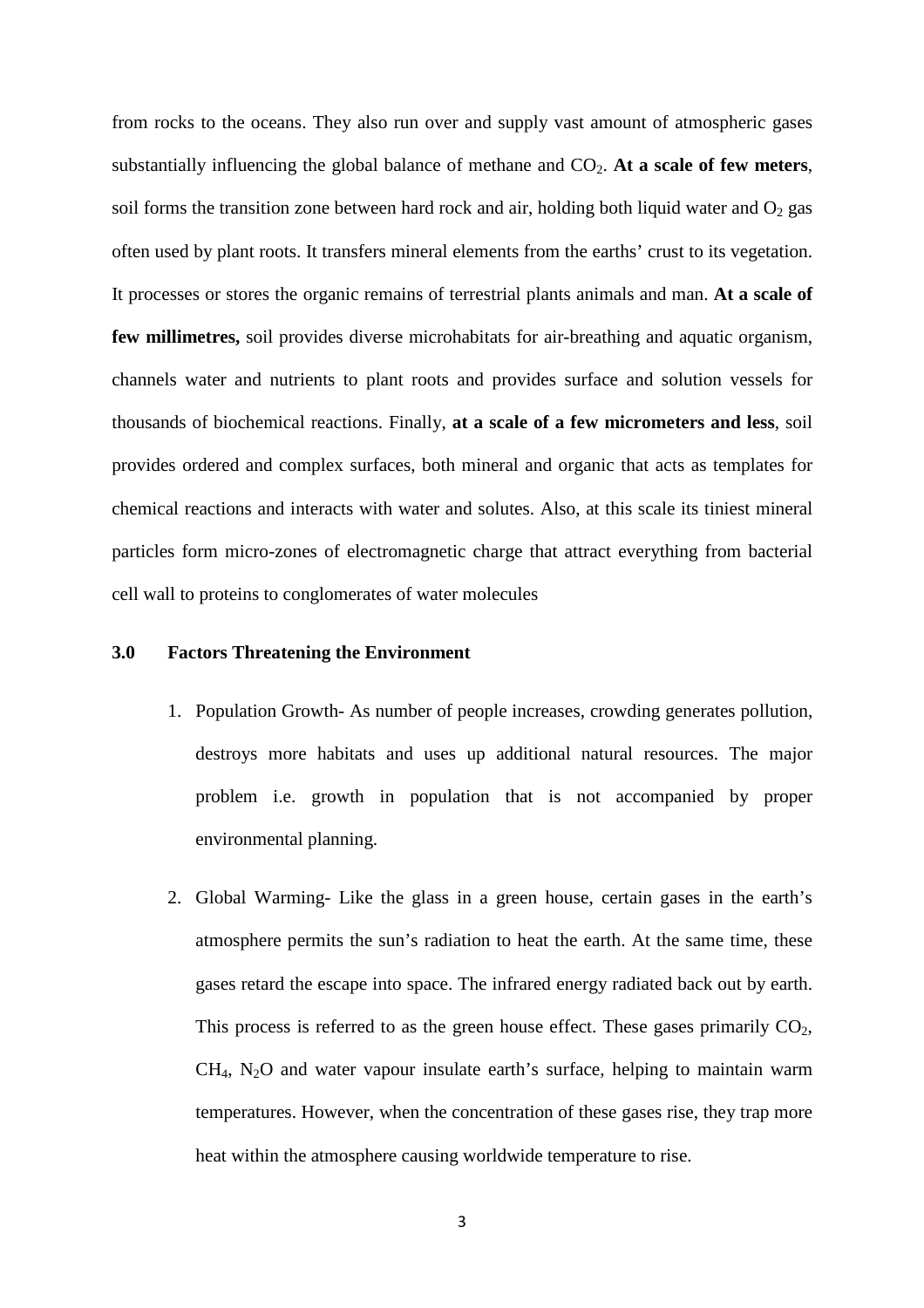from rocks to the oceans. They also run over and supply vast amount of atmospheric gases substantially influencing the global balance of methane and $CO_2$. **At a scale of few meters**, soil forms the transition zone between hard rock and air, holding both liquid water and $O_2$ gas often used by plant roots. It transfers mineral elements from the earths' crust to its vegetation. It processes or stores the organic remains of terrestrial plants animals and man. **At a scale of few millimetres,** soil provides diverse microhabitats for air-breathing and aquatic organism, channels water and nutrients to plant roots and provides surface and solution vessels for thousands of biochemical reactions. Finally, **at a scale of a few micrometers and less**, soil provides ordered and complex surfaces, both mineral and organic that acts as templates for chemical reactions and interacts with water and solutes. Also, at this scale its tiniest mineral particles form micro-zones of electromagnetic charge that attract everything from bacterial cell wall to proteins to conglomerates of water molecules

## 3.0 Factors Threatening the Environment

1. Population Growth- As number of people increases, crowding generates pollution, destroys more habitats and uses up additional natural resources. The major problem i.e. growth in population that is not accompanied by proper environmental planning.

2. Global Warming- Like the glass in a green house, certain gases in the earth's atmosphere permits the sun's radiation to heat the earth. At the same time, these gases retard the escape into space. The infrared energy radiated back out by earth. This process is referred to as the green house effect. These gases primarily $CO_2$, $CH_4$, $N_2O$ and water vapour insulate earth's surface, helping to maintain warm temperatures. However, when the concentration of these gases rise, they trap more heat within the atmosphere causing worldwide temperature to rise.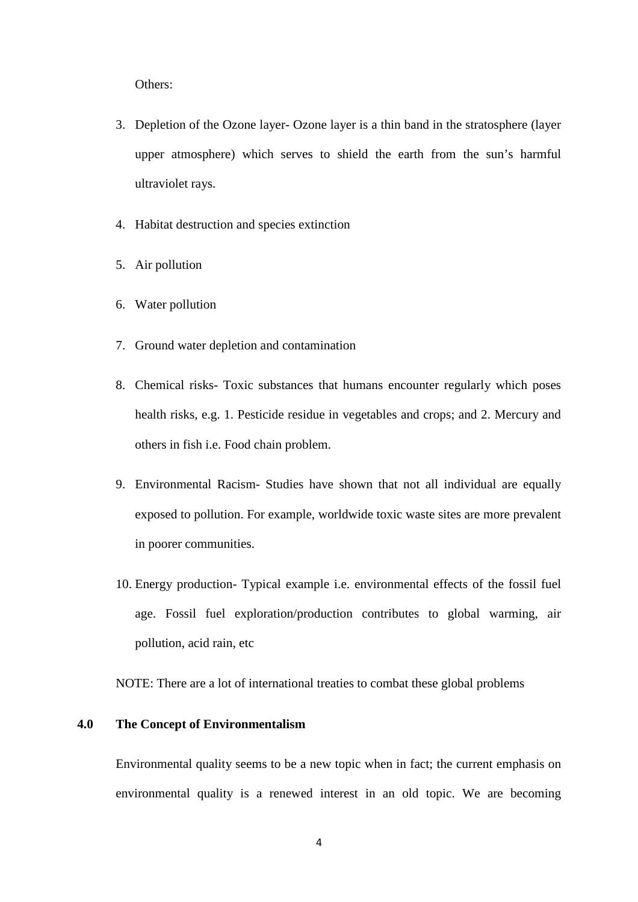Others:

3. Depletion of the Ozone layer- Ozone layer is a thin band in the stratosphere (layer upper atmosphere) which serves to shield the earth from the sun's harmful ultraviolet rays.
4. Habitat destruction and species extinction
5. Air pollution
6. Water pollution
7. Ground water depletion and contamination
8. Chemical risks- Toxic substances that humans encounter regularly which poses health risks, e.g. 1. Pesticide residue in vegetables and crops; and 2. Mercury and others in fish i.e. Food chain problem.
9. Environmental Racism- Studies have shown that not all individual are equally exposed to pollution. For example, worldwide toxic waste sites are more prevalent in poorer communities.
10. Energy production- Typical example i.e. environmental effects of the fossil fuel age. Fossil fuel exploration/production contributes to global warming, air pollution, acid rain, etc

NOTE: There are a lot of international treaties to combat these global problems

## 4.0 The Concept of Environmentalism

Environmental quality seems to be a new topic when in fact; the current emphasis on environmental quality is a renewed interest in an old topic. We are becoming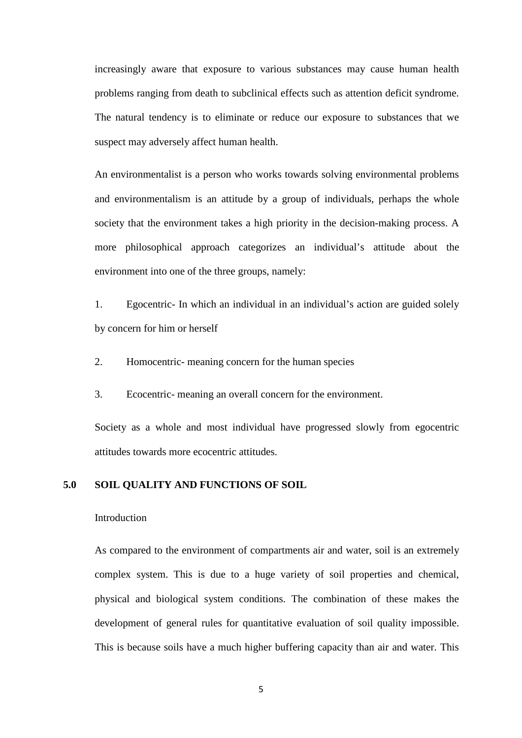increasingly aware that exposure to various substances may cause human health problems ranging from death to subclinical effects such as attention deficit syndrome. The natural tendency is to eliminate or reduce our exposure to substances that we suspect may adversely affect human health.

An environmentalist is a person who works towards solving environmental problems and environmentalism is an attitude by a group of individuals, perhaps the whole society that the environment takes a high priority in the decision-making process. A more philosophical approach categorizes an individual's attitude about the environment into one of the three groups, namely:

1. Egocentric- In which an individual in an individual's action are guided solely by concern for him or herself

2. Homocentric- meaning concern for the human species

3. Ecocentric- meaning an overall concern for the environment.

Society as a whole and most individual have progressed slowly from egocentric attitudes towards more ecocentric attitudes.

## 5.0 SOIL QUALITY AND FUNCTIONS OF SOIL

Introduction

As compared to the environment of compartments air and water, soil is an extremely complex system. This is due to a huge variety of soil properties and chemical, physical and biological system conditions. The combination of these makes the development of general rules for quantitative evaluation of soil quality impossible. This is because soils have a much higher buffering capacity than air and water. This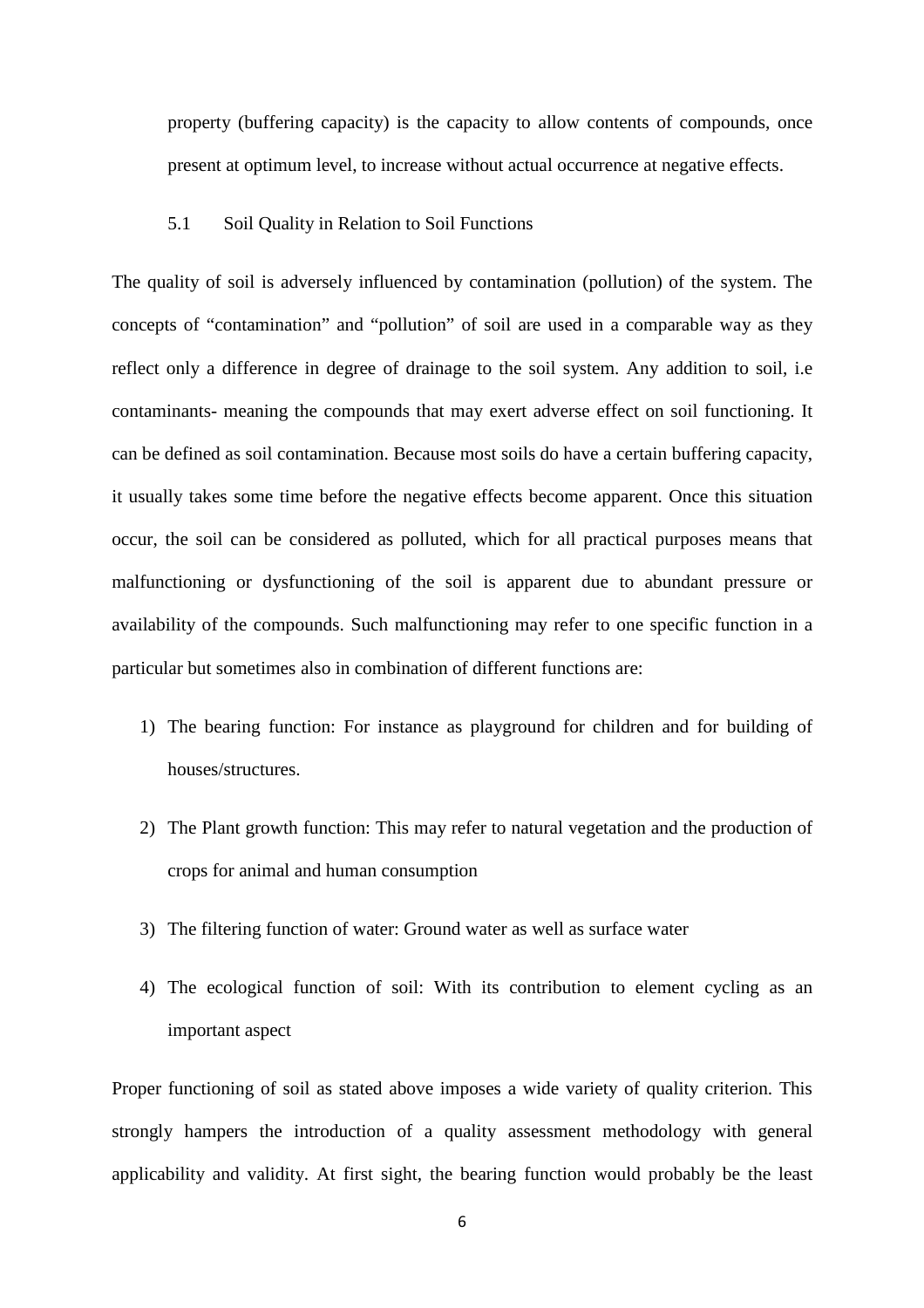property (buffering capacity) is the capacity to allow contents of compounds, once present at optimum level, to increase without actual occurrence at negative effects.

### 5.1 Soil Quality in Relation to Soil Functions

The quality of soil is adversely influenced by contamination (pollution) of the system. The concepts of "contamination" and "pollution" of soil are used in a comparable way as they reflect only a difference in degree of drainage to the soil system. Any addition to soil, i.e contaminants- meaning the compounds that may exert adverse effect on soil functioning. It can be defined as soil contamination. Because most soils do have a certain buffering capacity, it usually takes some time before the negative effects become apparent. Once this situation occur, the soil can be considered as polluted, which for all practical purposes means that malfunctioning or dysfunctioning of the soil is apparent due to abundant pressure or availability of the compounds. Such malfunctioning may refer to one specific function in a particular but sometimes also in combination of different functions are:

1) The bearing function: For instance as playground for children and for building of houses/structures.
2) The Plant growth function: This may refer to natural vegetation and the production of crops for animal and human consumption
3) The filtering function of water: Ground water as well as surface water
4) The ecological function of soil: With its contribution to element cycling as an important aspect

Proper functioning of soil as stated above imposes a wide variety of quality criterion. This strongly hampers the introduction of a quality assessment methodology with general applicability and validity. At first sight, the bearing function would probably be the least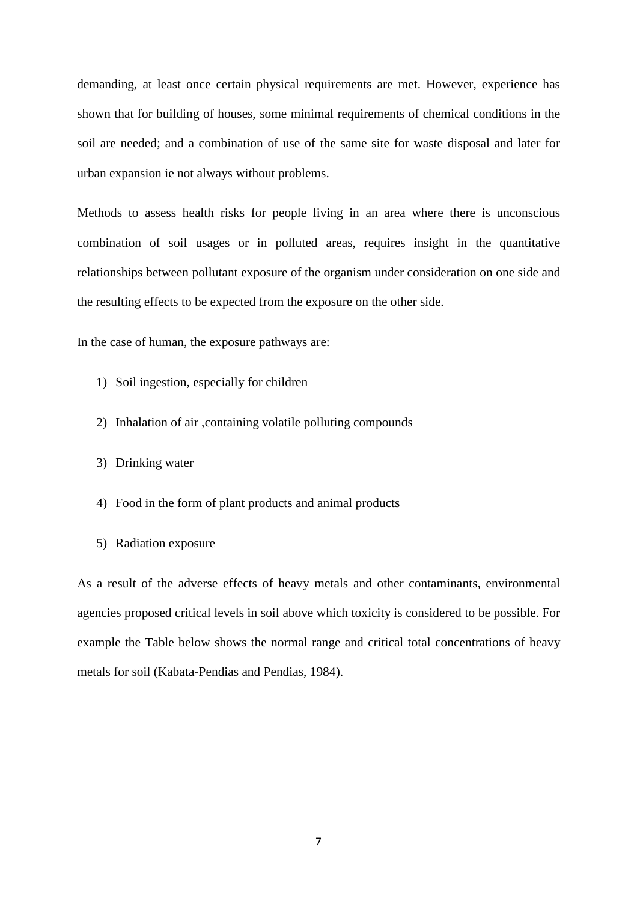demanding, at least once certain physical requirements are met. However, experience has shown that for building of houses, some minimal requirements of chemical conditions in the soil are needed; and a combination of use of the same site for waste disposal and later for urban expansion ie not always without problems.

Methods to assess health risks for people living in an area where there is unconscious combination of soil usages or in polluted areas, requires insight in the quantitative relationships between pollutant exposure of the organism under consideration on one side and the resulting effects to be expected from the exposure on the other side.

In the case of human, the exposure pathways are:

1) Soil ingestion, especially for children
2) Inhalation of air ,containing volatile polluting compounds
3) Drinking water
4) Food in the form of plant products and animal products
5) Radiation exposure

As a result of the adverse effects of heavy metals and other contaminants, environmental agencies proposed critical levels in soil above which toxicity is considered to be possible. For example the Table below shows the normal range and critical total concentrations of heavy metals for soil (Kabata-Pendias and Pendias, 1984).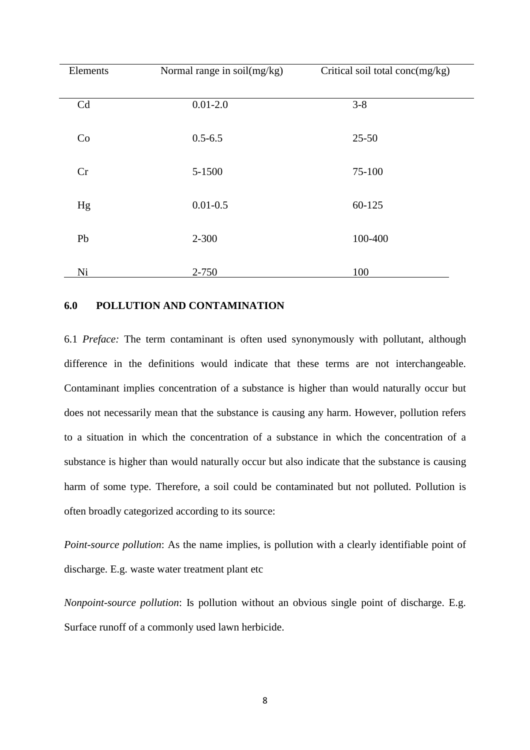| Elements | Normal range in soil(mg/kg) | Critical soil total conc(mg/kg) |
|---|---|---|
| Cd | 0.01-2.0 | 3-8 |
| Co | 0.5-6.5 | 25-50 |
| Cr | 5-1500 | 75-100 |
| Hg | 0.01-0.5 | 60-125 |
| Pb | 2-300 | 100-400 |
| Ni | 2-750 | 100 |

## 6.0 POLLUTION AND CONTAMINATION

6.1 *Preface:* The term contaminant is often used synonymously with pollutant, although difference in the definitions would indicate that these terms are not interchangeable. Contaminant implies concentration of a substance is higher than would naturally occur but does not necessarily mean that the substance is causing any harm. However, pollution refers to a situation in which the concentration of a substance in which the concentration of a substance is higher than would naturally occur but also indicate that the substance is causing harm of some type. Therefore, a soil could be contaminated but not polluted. Pollution is often broadly categorized according to its source:

*Point-source pollution*: As the name implies, is pollution with a clearly identifiable point of discharge. E.g. waste water treatment plant etc

*Nonpoint-source pollution*: Is pollution without an obvious single point of discharge. E.g. Surface runoff of a commonly used lawn herbicide.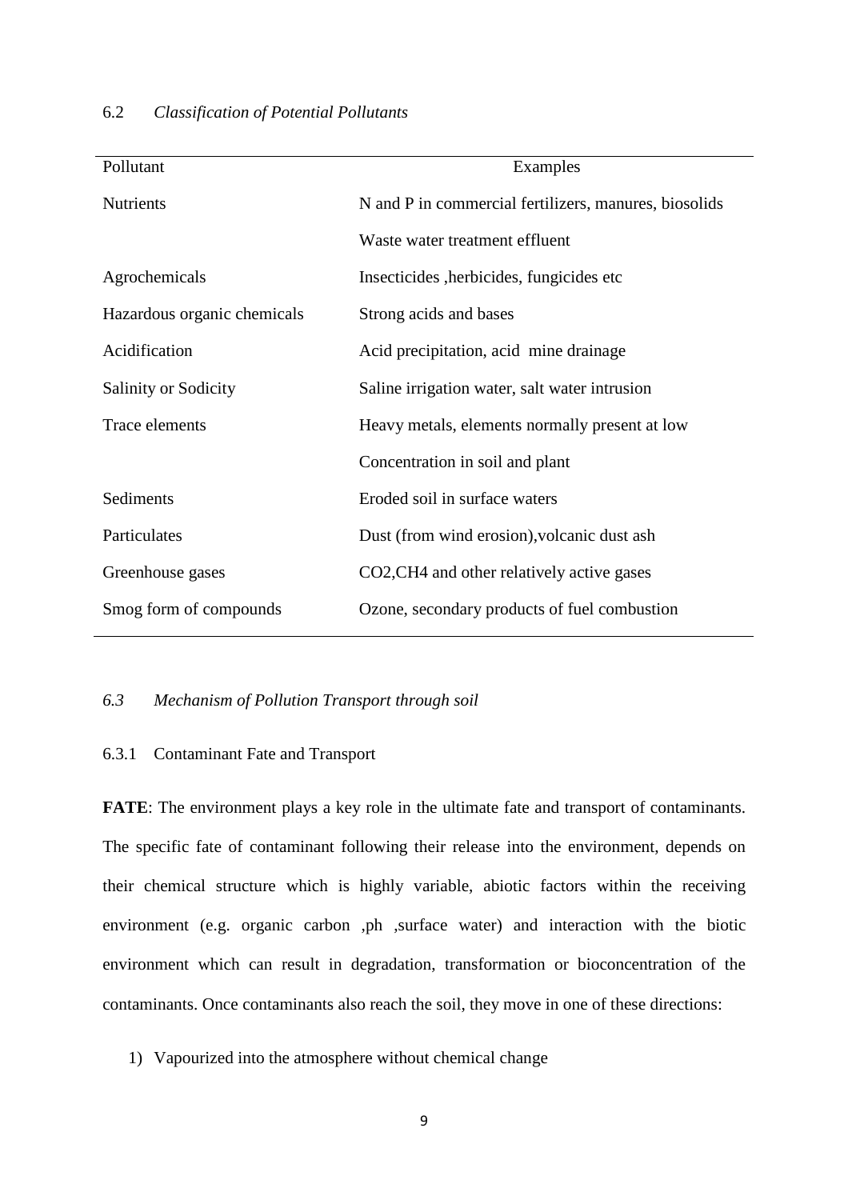## 6.2 *Classification of Potential Pollutants*

| Pollutant | Examples |
|---|---|
| Nutrients | N and P in commercial fertilizers, manures, biosolids |
| | Waste water treatment effluent |
| Agrochemicals | Insecticides ,herbicides, fungicides etc |
| Hazardous organic chemicals | Strong acids and bases |
| Acidification | Acid precipitation, acid mine drainage |
| Salinity or Sodicity | Saline irrigation water, salt water intrusion |
| Trace elements | Heavy metals, elements normally present at low |
| | Concentration in soil and plant |
| Sediments | Eroded soil in surface waters |
| Particulates | Dust (from wind erosion),volcanic dust ash |
| Greenhouse gases | $CO_2$,$CH_4$ and other relatively active gases |
| Smog form of compounds | Ozone, secondary products of fuel combustion |

## *6.3 Mechanism of Pollution Transport through soil*

### 6.3.1 Contaminant Fate and Transport

**FATE**: The environment plays a key role in the ultimate fate and transport of contaminants. The specific fate of contaminant following their release into the environment, depends on their chemical structure which is highly variable, abiotic factors within the receiving environment (e.g. organic carbon ,ph ,surface water) and interaction with the biotic environment which can result in degradation, transformation or bioconcentration of the contaminants. Once contaminants also reach the soil, they move in one of these directions:

1) Vapourized into the atmosphere without chemical change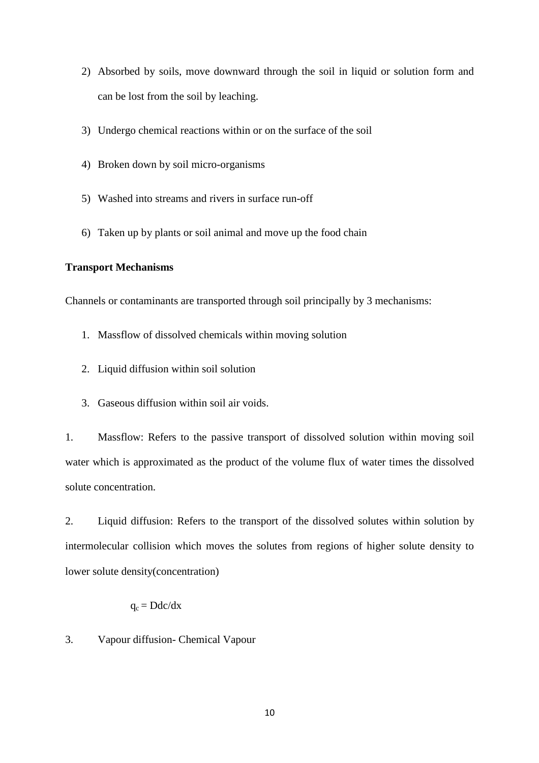2) Absorbed by soils, move downward through the soil in liquid or solution form and can be lost from the soil by leaching.

3) Undergo chemical reactions within or on the surface of the soil

4) Broken down by soil micro-organisms

5) Washed into streams and rivers in surface run-off

6) Taken up by plants or soil animal and move up the food chain

**Transport Mechanisms**

Channels or contaminants are transported through soil principally by 3 mechanisms:

1. Massflow of dissolved chemicals within moving solution
2. Liquid diffusion within soil solution
3. Gaseous diffusion within soil air voids.

1. Massflow: Refers to the passive transport of dissolved solution within moving soil water which is approximated as the product of the volume flux of water times the dissolved solute concentration.

2. Liquid diffusion: Refers to the transport of the dissolved solutes within solution by intermolecular collision which moves the solutes from regions of higher solute density to lower solute density(concentration)

$$q_c = Ddc/dx$$

3. Vapour diffusion- Chemical Vapour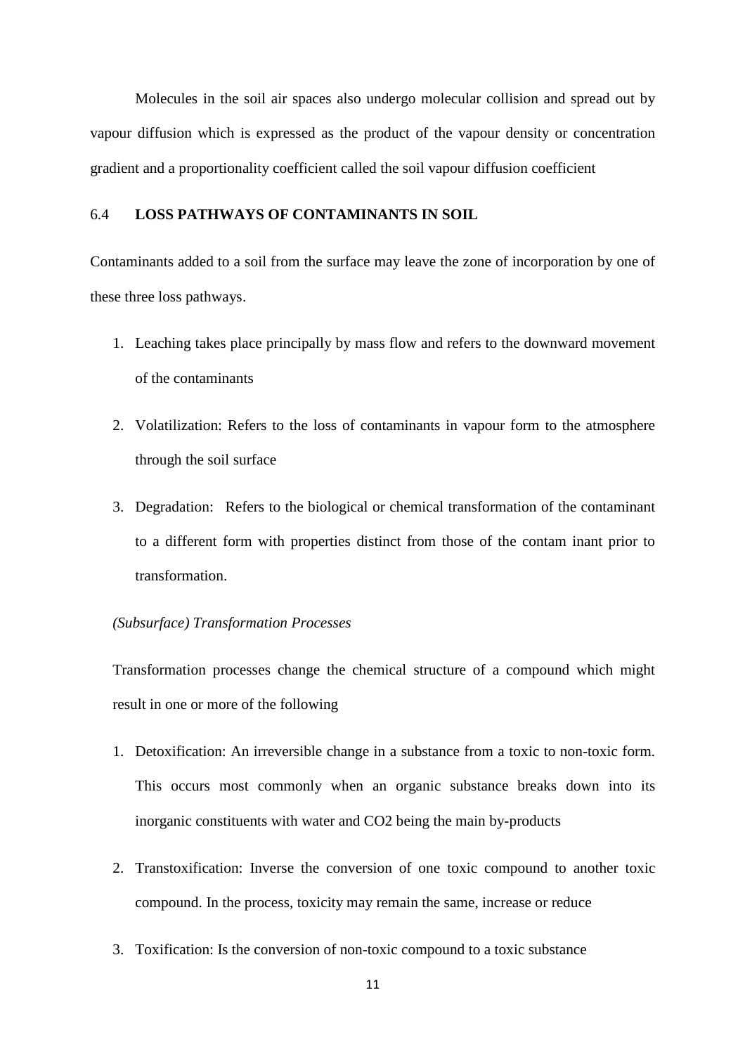Molecules in the soil air spaces also undergo molecular collision and spread out by vapour diffusion which is expressed as the product of the vapour density or concentration gradient and a proportionality coefficient called the soil vapour diffusion coefficient

## 6.4 LOSS PATHWAYS OF CONTAMINANTS IN SOIL

Contaminants added to a soil from the surface may leave the zone of incorporation by one of these three loss pathways.

1. Leaching takes place principally by mass flow and refers to the downward movement of the contaminants
2. Volatilization: Refers to the loss of contaminants in vapour form to the atmosphere through the soil surface
3. Degradation: Refers to the biological or chemical transformation of the contaminant to a different form with properties distinct from those of the contam inant prior to transformation.

*(Subsurface) Transformation Processes*

Transformation processes change the chemical structure of a compound which might result in one or more of the following

1. Detoxification: An irreversible change in a substance from a toxic to non-toxic form. This occurs most commonly when an organic substance breaks down into its inorganic constituents with water and $CO_2$ being the main by-products
2. Transtoxification: Inverse the conversion of one toxic compound to another toxic compound. In the process, toxicity may remain the same, increase or reduce
3. Toxification: Is the conversion of non-toxic compound to a toxic substance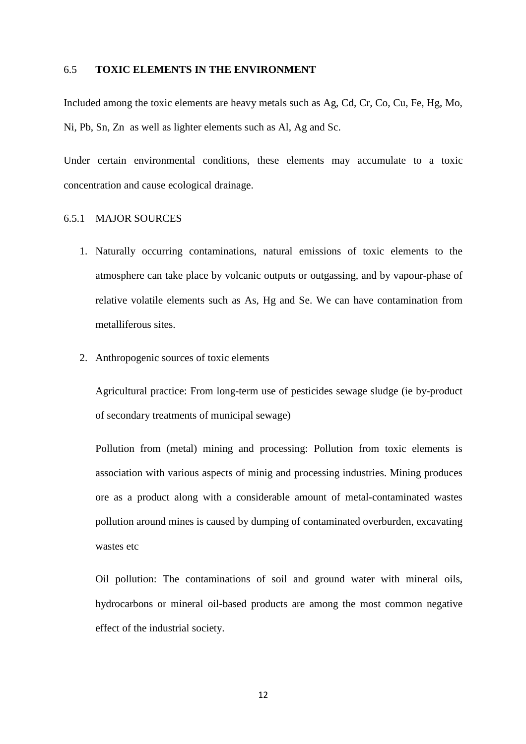## 6.5 TOXIC ELEMENTS IN THE ENVIRONMENT

Included among the toxic elements are heavy metals such as Ag, Cd, Cr, Co, Cu, Fe, Hg, Mo, Ni, Pb, Sn, Zn as well as lighter elements such as Al, Ag and Sc.

Under certain environmental conditions, these elements may accumulate to a toxic concentration and cause ecological drainage.

### 6.5.1 MAJOR SOURCES

1. Naturally occurring contaminations, natural emissions of toxic elements to the atmosphere can take place by volcanic outputs or outgassing, and by vapour-phase of relative volatile elements such as As, Hg and Se. We can have contamination from metalliferous sites.

2. Anthropogenic sources of toxic elements

   Agricultural practice: From long-term use of pesticides sewage sludge (ie by-product of secondary treatments of municipal sewage)

   Pollution from (metal) mining and processing: Pollution from toxic elements is association with various aspects of minig and processing industries. Mining produces ore as a product along with a considerable amount of metal-contaminated wastes pollution around mines is caused by dumping of contaminated overburden, excavating wastes etc

   Oil pollution: The contaminations of soil and ground water with mineral oils, hydrocarbons or mineral oil-based products are among the most common negative effect of the industrial society.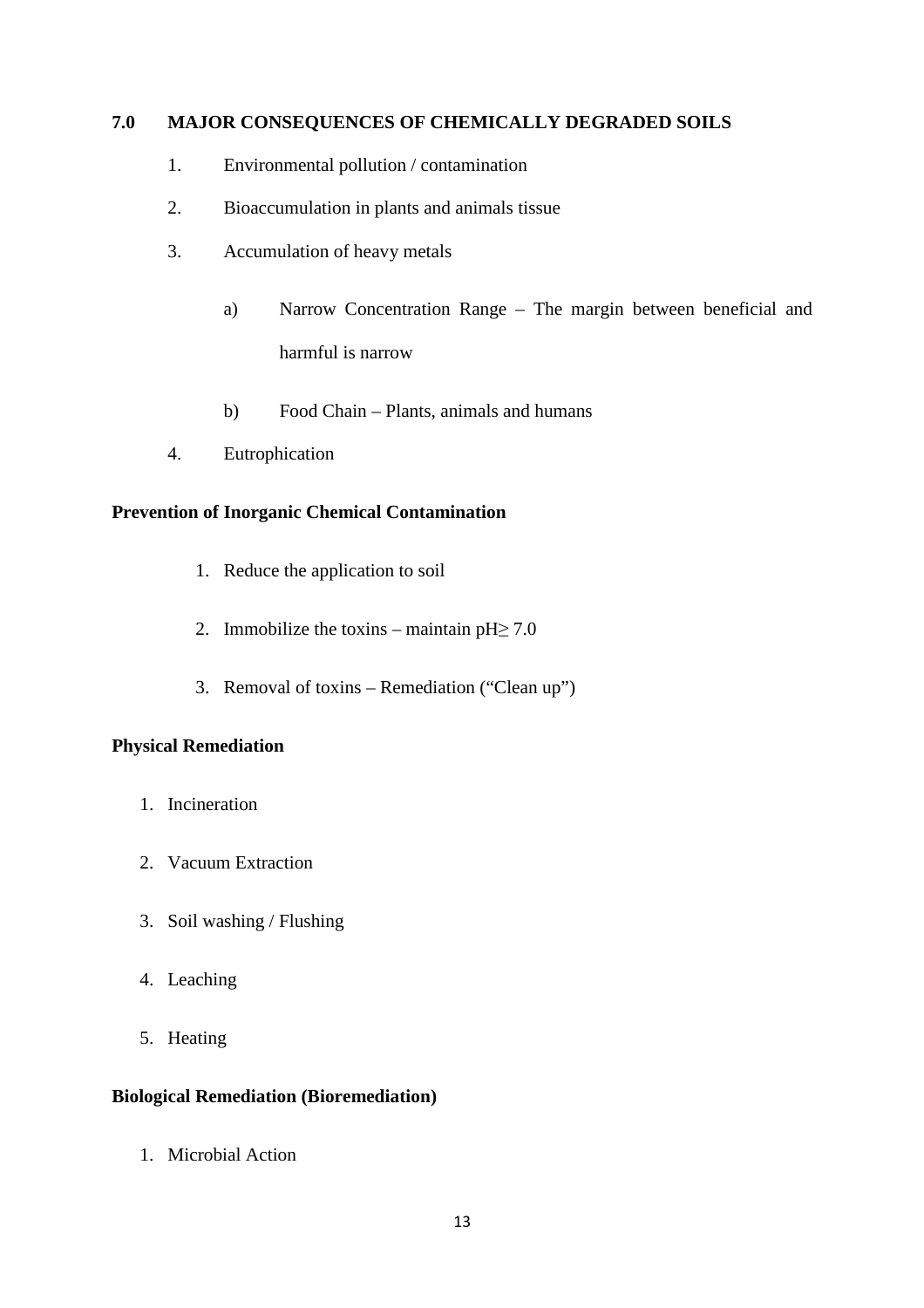## 7.0 MAJOR CONSEQUENCES OF CHEMICALLY DEGRADED SOILS

1. Environmental pollution / contamination
2. Bioaccumulation in plants and animals tissue
3. Accumulation of heavy metals
   a) Narrow Concentration Range – The margin between beneficial and harmful is narrow
   b) Food Chain – Plants, animals and humans
4. Eutrophication

**Prevention of Inorganic Chemical Contamination**

1. Reduce the application to soil
2. Immobilize the toxins – maintain pH$\geq$ 7.0
3. Removal of toxins – Remediation ("Clean up")

**Physical Remediation**

1. Incineration
2. Vacuum Extraction
3. Soil washing / Flushing
4. Leaching
5. Heating

**Biological Remediation (Bioremediation)**

1. Microbial Action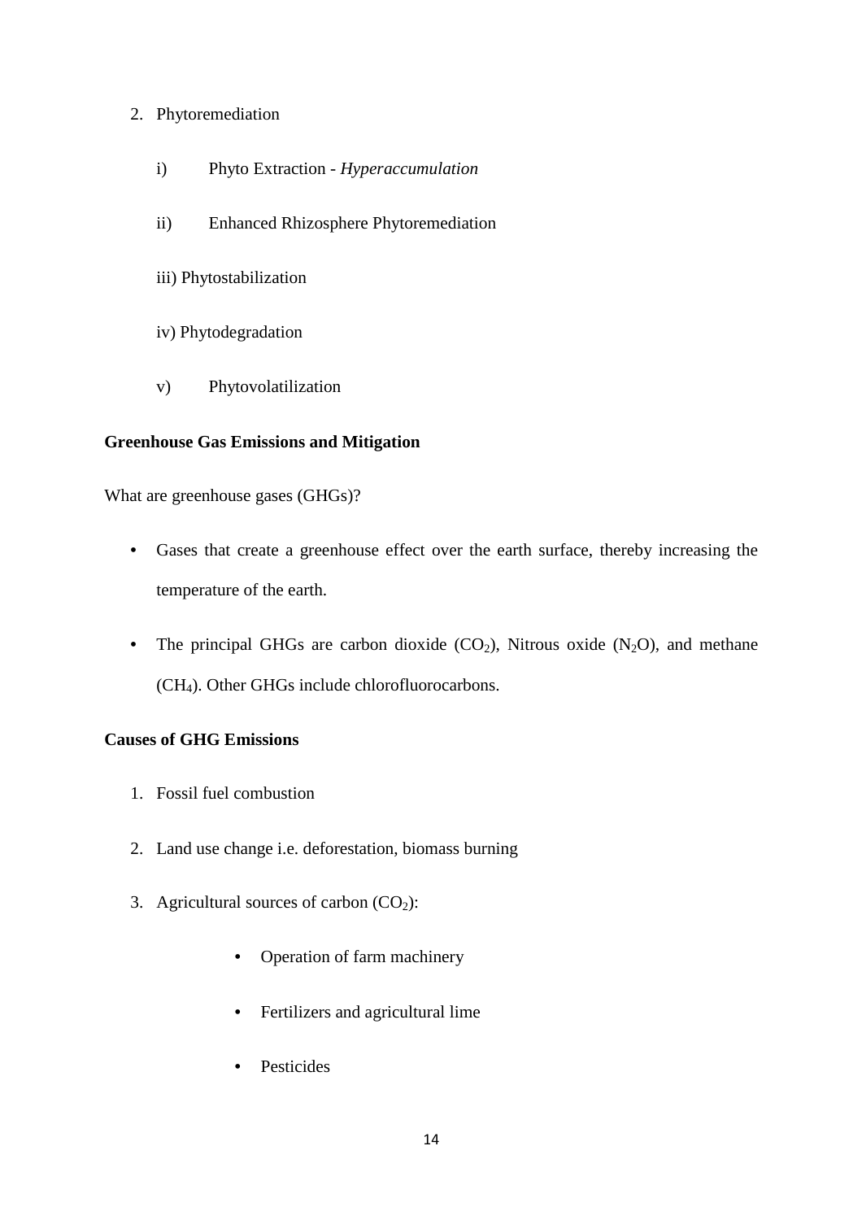2. Phytoremediation

    i) Phyto Extraction - *Hyperaccumulation*

    ii) Enhanced Rhizosphere Phytoremediation

    iii) Phytostabilization

    iv) Phytodegradation

    v) Phytovolatilization

**Greenhouse Gas Emissions and Mitigation**

What are greenhouse gases (GHGs)?

- Gases that create a greenhouse effect over the earth surface, thereby increasing the temperature of the earth.
- The principal GHGs are carbon dioxide ($CO_2$), Nitrous oxide ($N_2O$), and methane ($CH_4$). Other GHGs include chlorofluorocarbons.

**Causes of GHG Emissions**

1. Fossil fuel combustion
2. Land use change i.e. deforestation, biomass burning
3. Agricultural sources of carbon ($CO_2$):
    - Operation of farm machinery
    - Fertilizers and agricultural lime
    - Pesticides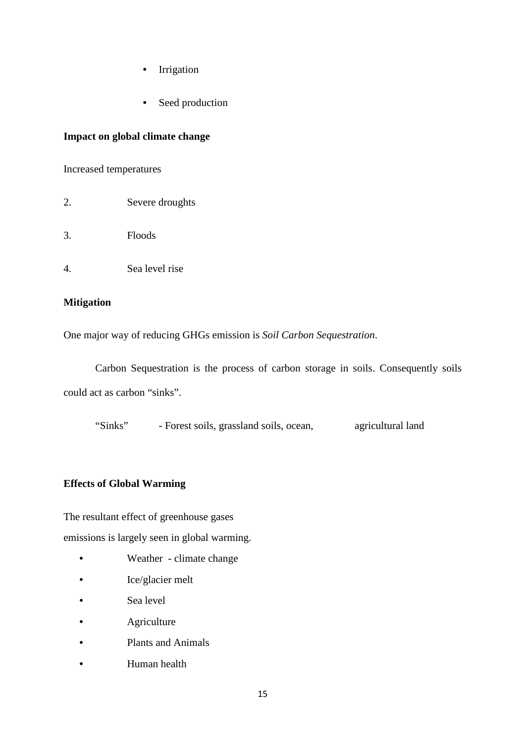- Irrigation
- Seed production

**Impact on global climate change**

Increased temperatures

2. Severe droughts
3. Floods
4. Sea level rise

**Mitigation**

One major way of reducing GHGs emission is *Soil Carbon Sequestration*.

Carbon Sequestration is the process of carbon storage in soils. Consequently soils could act as carbon "sinks".

"Sinks" - Forest soils, grassland soils, ocean, agricultural land

**Effects of Global Warming**

The resultant effect of greenhouse gases emissions is largely seen in global warming.

- Weather - climate change
- Ice/glacier melt
- Sea level
- Agriculture
- Plants and Animals
- Human health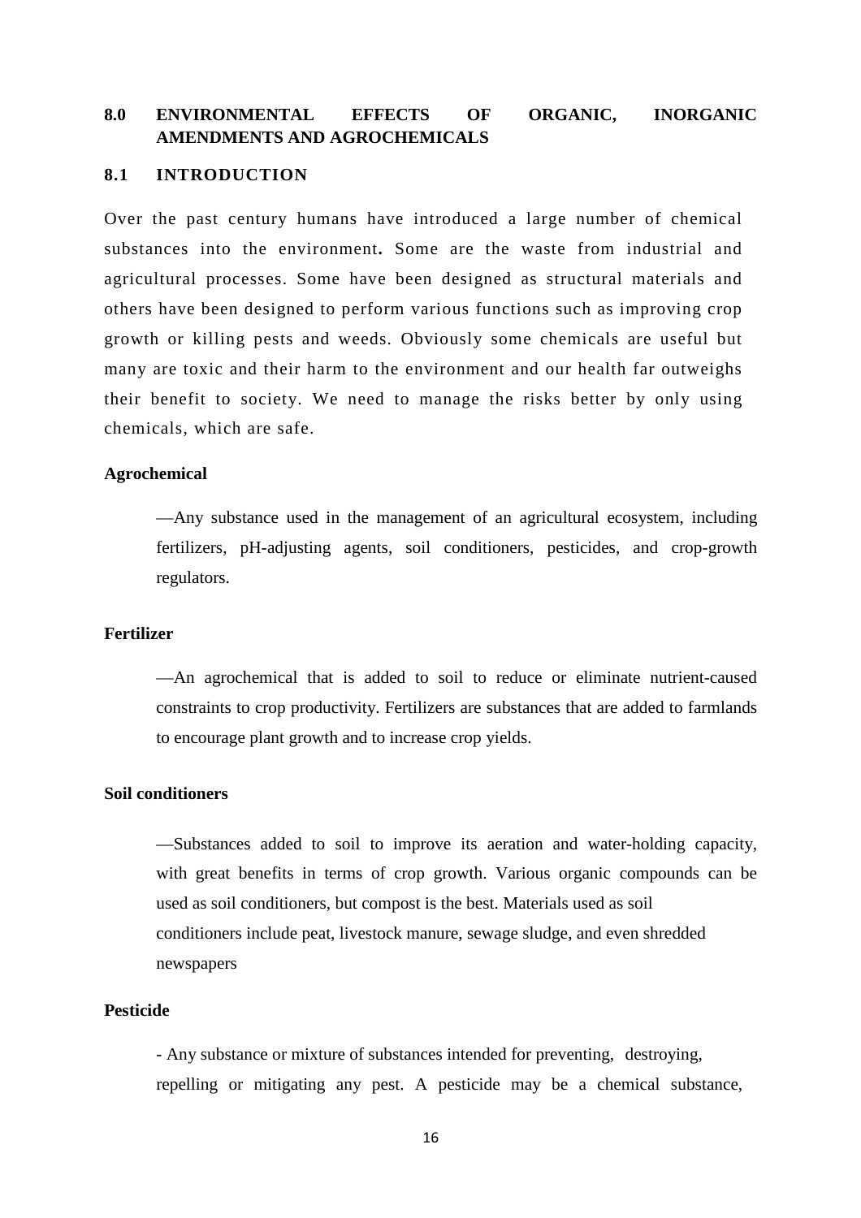## 8.0 ENVIRONMENTAL EFFECTS OF ORGANIC, INORGANIC AMENDMENTS AND AGROCHEMICALS

### 8.1 INTRODUCTION

Over the past century humans have introduced a large number of chemical substances into the environment**.** Some are the waste from industrial and agricultural processes. Some have been designed as structural materials and others have been designed to perform various functions such as improving crop growth or killing pests and weeds. Obviously some chemicals are useful but many are toxic and their harm to the environment and our health far outweighs their benefit to society. We need to manage the risks better by only using chemicals, which are safe.

**Agrochemical**

—Any substance used in the management of an agricultural ecosystem, including fertilizers, pH-adjusting agents, soil conditioners, pesticides, and crop-growth regulators.

**Fertilizer**

—An agrochemical that is added to soil to reduce or eliminate nutrient-caused constraints to crop productivity. Fertilizers are substances that are added to farmlands to encourage plant growth and to increase crop yields.

**Soil conditioners**

—Substances added to soil to improve its aeration and water-holding capacity, with great benefits in terms of crop growth. Various organic compounds can be used as soil conditioners, but compost is the best. Materials used as soil conditioners include peat, livestock manure, sewage sludge, and even shredded newspapers

**Pesticide**

- Any substance or mixture of substances intended for preventing, destroying, repelling or mitigating any pest. A pesticide may be a chemical substance,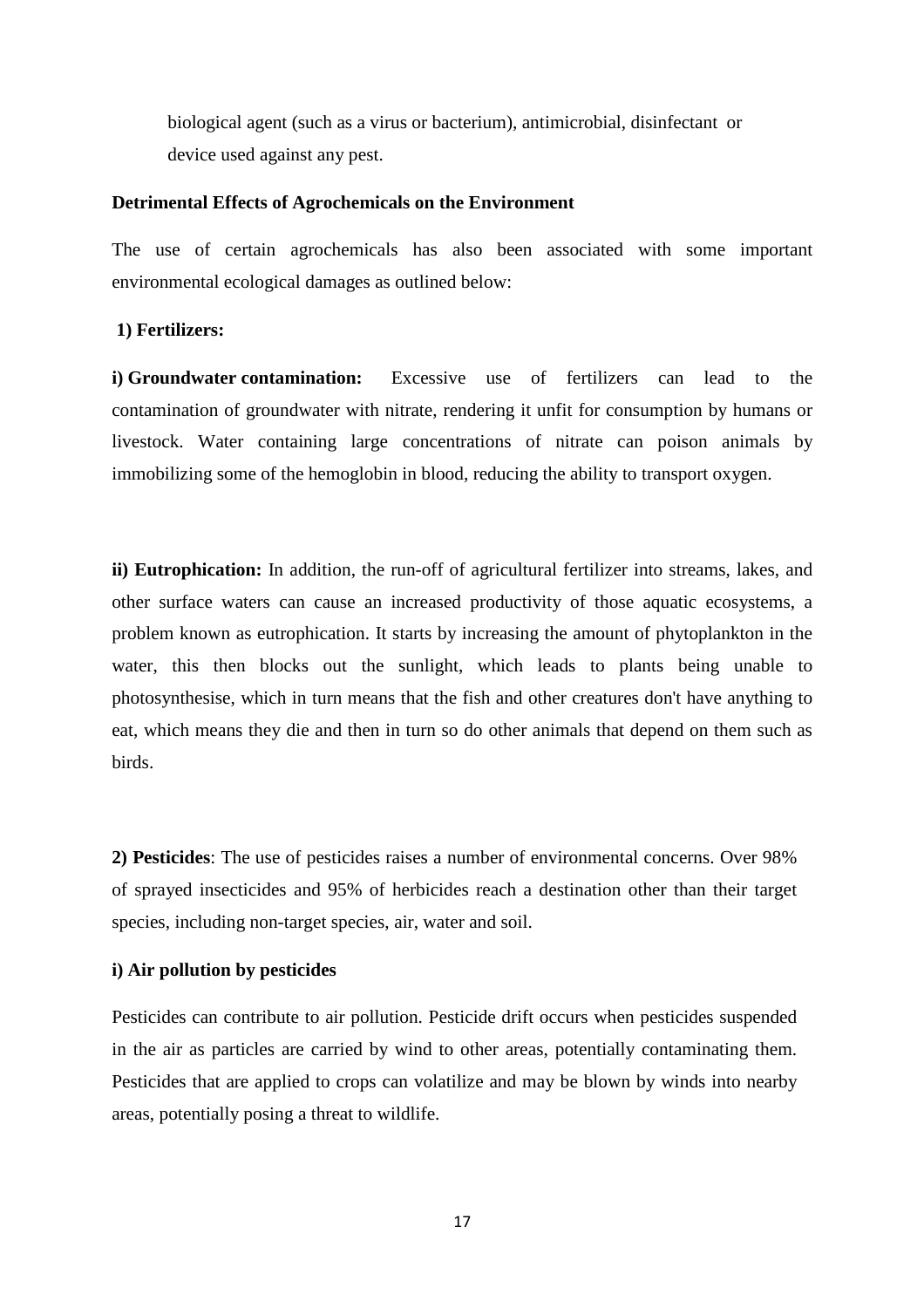biological agent (such as a virus or bacterium), antimicrobial, disinfectant or device used against any pest.

**Detrimental Effects of Agrochemicals on the Environment**

The use of certain agrochemicals has also been associated with some important environmental ecological damages as outlined below:

**1) Fertilizers:**

**i) Groundwater contamination:** Excessive use of fertilizers can lead to the contamination of groundwater with nitrate, rendering it unfit for consumption by humans or livestock. Water containing large concentrations of nitrate can poison animals by immobilizing some of the hemoglobin in blood, reducing the ability to transport oxygen.

**ii) Eutrophication:** In addition, the run-off of agricultural fertilizer into streams, lakes, and other surface waters can cause an increased productivity of those aquatic ecosystems, a problem known as eutrophication. It starts by increasing the amount of phytoplankton in the water, this then blocks out the sunlight, which leads to plants being unable to photosynthesise, which in turn means that the fish and other creatures don't have anything to eat, which means they die and then in turn so do other animals that depend on them such as birds.

**2) Pesticides**: The use of pesticides raises a number of environmental concerns. Over 98% of sprayed insecticides and 95% of herbicides reach a destination other than their target species, including non-target species, air, water and soil.

**i) Air pollution by pesticides**

Pesticides can contribute to air pollution. Pesticide drift occurs when pesticides suspended in the air as particles are carried by wind to other areas, potentially contaminating them. Pesticides that are applied to crops can volatilize and may be blown by winds into nearby areas, potentially posing a threat to wildlife.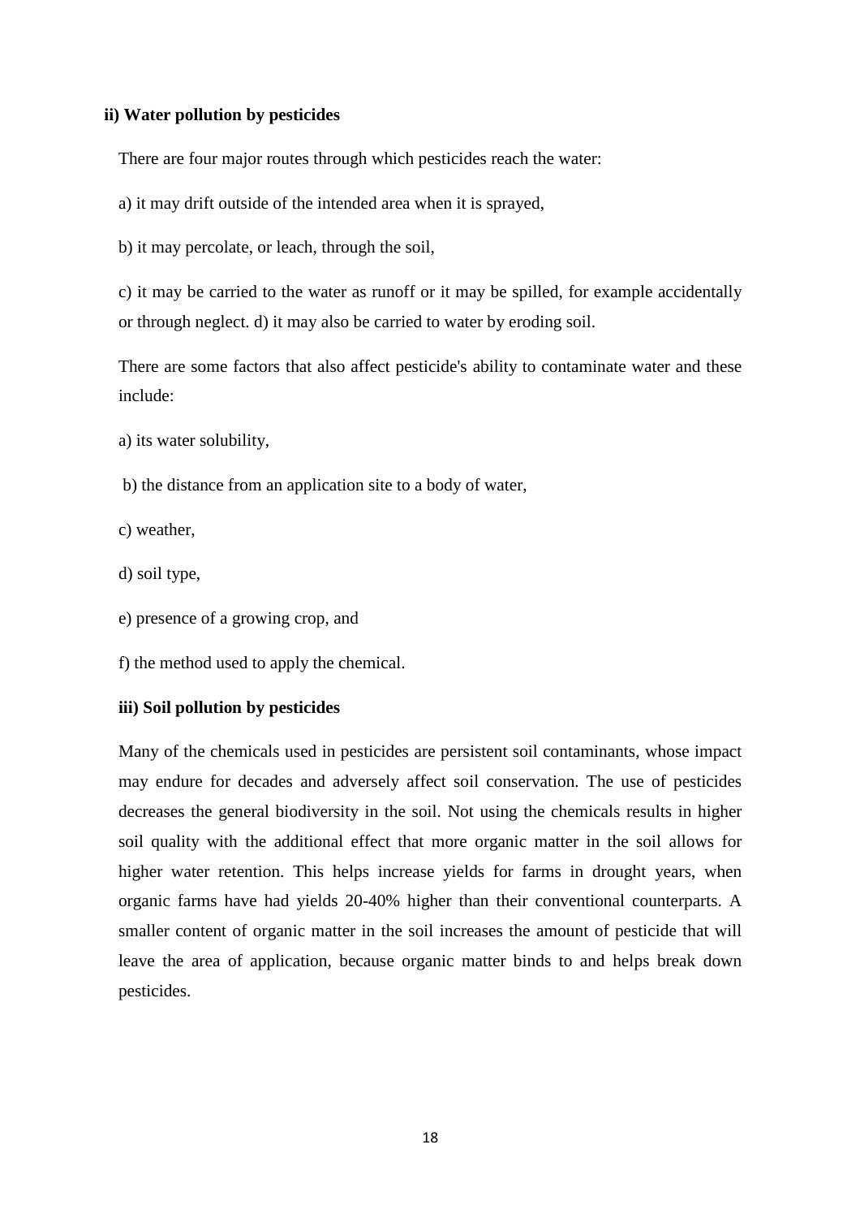**ii) Water pollution by pesticides**

There are four major routes through which pesticides reach the water:

a) it may drift outside of the intended area when it is sprayed,

b) it may percolate, or leach, through the soil,

c) it may be carried to the water as runoff or it may be spilled, for example accidentally or through neglect. d) it may also be carried to water by eroding soil.

There are some factors that also affect pesticide's ability to contaminate water and these include:

a) its water solubility,

b) the distance from an application site to a body of water,

c) weather,

d) soil type,

e) presence of a growing crop, and

f) the method used to apply the chemical.

**iii) Soil pollution by pesticides**

Many of the chemicals used in pesticides are persistent soil contaminants, whose impact may endure for decades and adversely affect soil conservation. The use of pesticides decreases the general biodiversity in the soil. Not using the chemicals results in higher soil quality with the additional effect that more organic matter in the soil allows for higher water retention. This helps increase yields for farms in drought years, when organic farms have had yields 20-40% higher than their conventional counterparts. A smaller content of organic matter in the soil increases the amount of pesticide that will leave the area of application, because organic matter binds to and helps break down pesticides.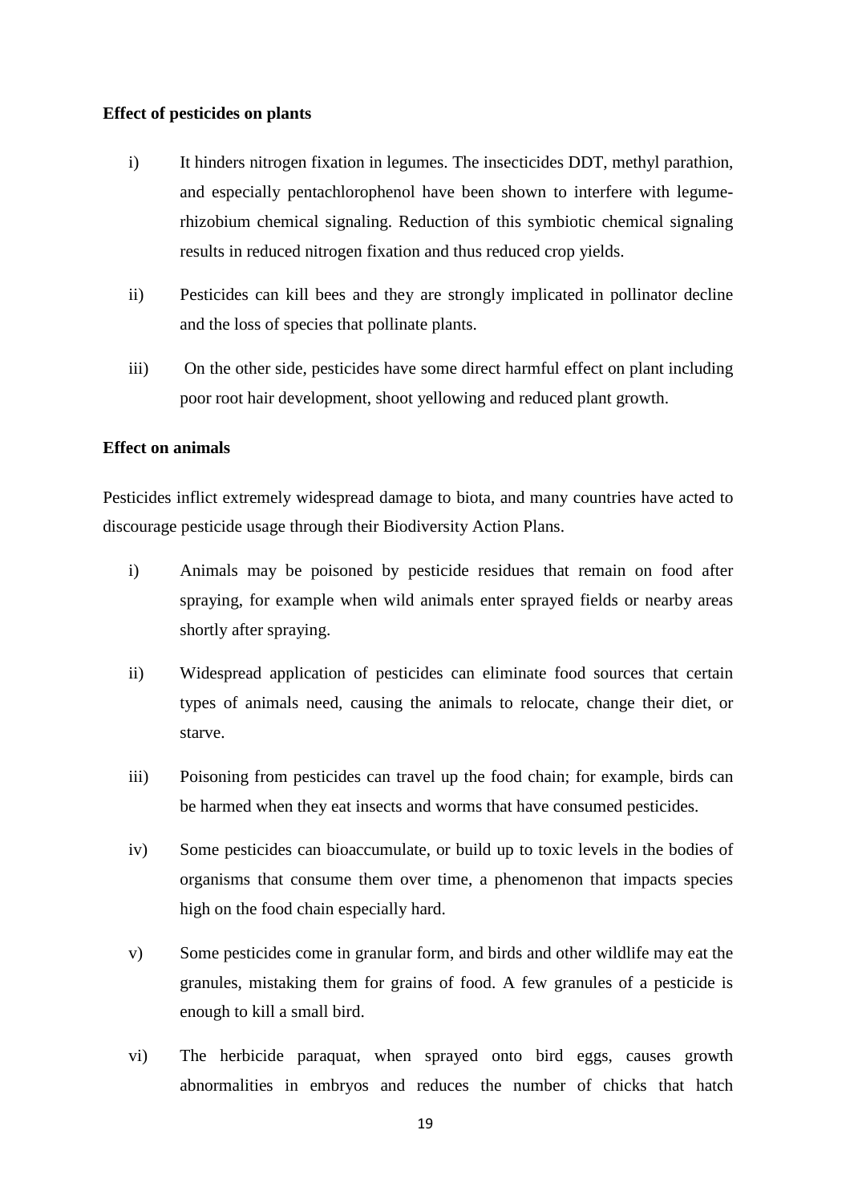**Effect of pesticides on plants**

i) It hinders nitrogen fixation in legumes. The insecticides DDT, methyl parathion, and especially pentachlorophenol have been shown to interfere with legume-rhizobium chemical signaling. Reduction of this symbiotic chemical signaling results in reduced nitrogen fixation and thus reduced crop yields.

ii) Pesticides can kill bees and they are strongly implicated in pollinator decline and the loss of species that pollinate plants.

iii) On the other side, pesticides have some direct harmful effect on plant including poor root hair development, shoot yellowing and reduced plant growth.

**Effect on animals**

Pesticides inflict extremely widespread damage to biota, and many countries have acted to discourage pesticide usage through their Biodiversity Action Plans.

i) Animals may be poisoned by pesticide residues that remain on food after spraying, for example when wild animals enter sprayed fields or nearby areas shortly after spraying.

ii) Widespread application of pesticides can eliminate food sources that certain types of animals need, causing the animals to relocate, change their diet, or starve.

iii) Poisoning from pesticides can travel up the food chain; for example, birds can be harmed when they eat insects and worms that have consumed pesticides.

iv) Some pesticides can bioaccumulate, or build up to toxic levels in the bodies of organisms that consume them over time, a phenomenon that impacts species high on the food chain especially hard.

v) Some pesticides come in granular form, and birds and other wildlife may eat the granules, mistaking them for grains of food. A few granules of a pesticide is enough to kill a small bird.

vi) The herbicide paraquat, when sprayed onto bird eggs, causes growth abnormalities in embryos and reduces the number of chicks that hatch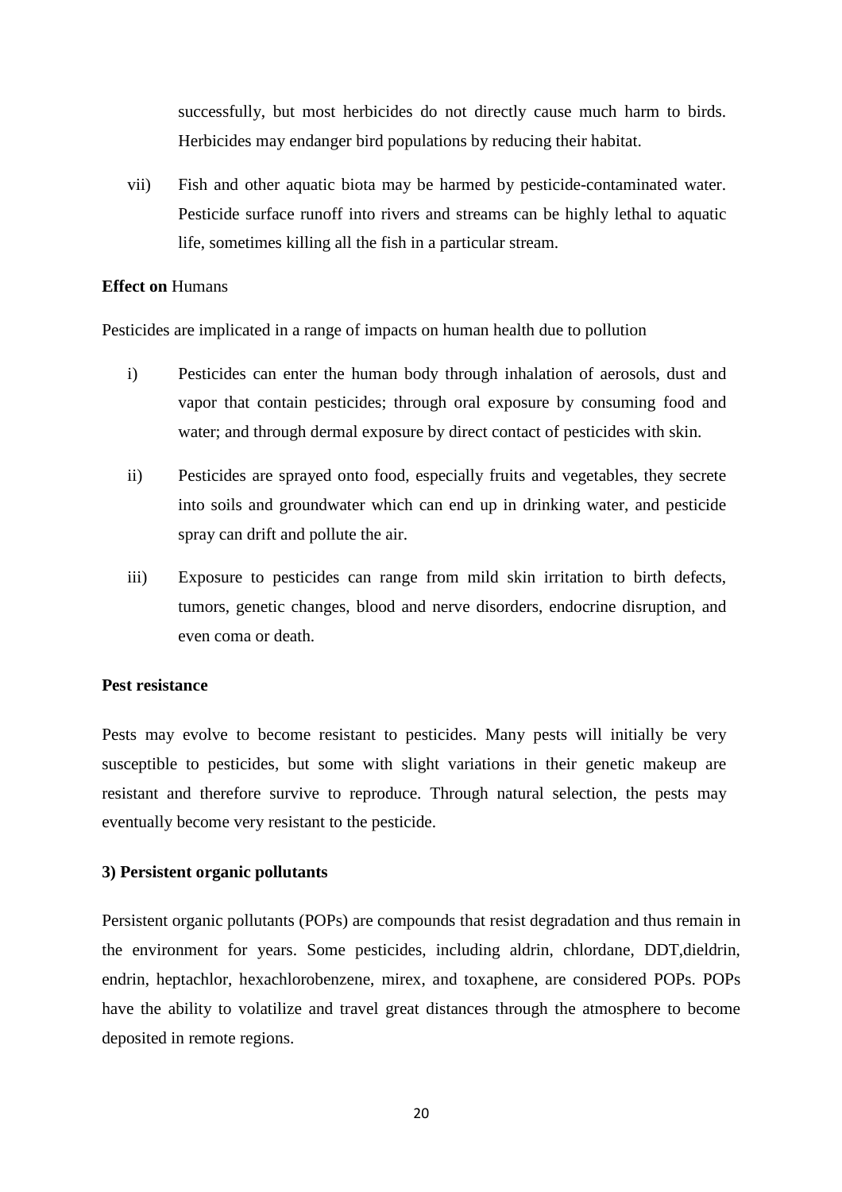successfully, but most herbicides do not directly cause much harm to birds. Herbicides may endanger bird populations by reducing their habitat.

vii) Fish and other aquatic biota may be harmed by pesticide-contaminated water. Pesticide surface runoff into rivers and streams can be highly lethal to aquatic life, sometimes killing all the fish in a particular stream.

**Effect on** Humans

Pesticides are implicated in a range of impacts on human health due to pollution

i) Pesticides can enter the human body through inhalation of aerosols, dust and vapor that contain pesticides; through oral exposure by consuming food and water; and through dermal exposure by direct contact of pesticides with skin.

ii) Pesticides are sprayed onto food, especially fruits and vegetables, they secrete into soils and groundwater which can end up in drinking water, and pesticide spray can drift and pollute the air.

iii) Exposure to pesticides can range from mild skin irritation to birth defects, tumors, genetic changes, blood and nerve disorders, endocrine disruption, and even coma or death.

**Pest resistance**

Pests may evolve to become resistant to pesticides. Many pests will initially be very susceptible to pesticides, but some with slight variations in their genetic makeup are resistant and therefore survive to reproduce. Through natural selection, the pests may eventually become very resistant to the pesticide.

**3) Persistent organic pollutants**

Persistent organic pollutants (POPs) are compounds that resist degradation and thus remain in the environment for years. Some pesticides, including aldrin, chlordane, DDT,dieldrin, endrin, heptachlor, hexachlorobenzene, mirex, and toxaphene, are considered POPs. POPs have the ability to volatilize and travel great distances through the atmosphere to become deposited in remote regions.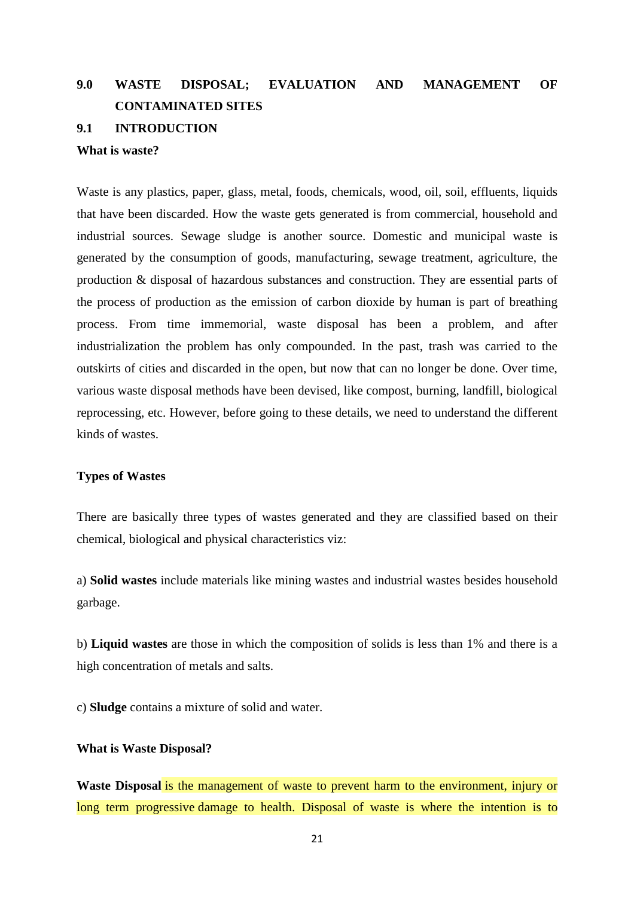## 9.0 WASTE DISPOSAL; EVALUATION AND MANAGEMENT OF CONTAMINATED SITES

### 9.1 INTRODUCTION

**What is waste?**

Waste is any plastics, paper, glass, metal, foods, chemicals, wood, oil, soil, effluents, liquids that have been discarded. How the waste gets generated is from commercial, household and industrial sources. Sewage sludge is another source. Domestic and municipal waste is generated by the consumption of goods, manufacturing, sewage treatment, agriculture, the production & disposal of hazardous substances and construction. They are essential parts of the process of production as the emission of carbon dioxide by human is part of breathing process. From time immemorial, waste disposal has been a problem, and after industrialization the problem has only compounded. In the past, trash was carried to the outskirts of cities and discarded in the open, but now that can no longer be done. Over time, various waste disposal methods have been devised, like compost, burning, landfill, biological reprocessing, etc. However, before going to these details, we need to understand the different kinds of wastes.

**Types of Wastes**

There are basically three types of wastes generated and they are classified based on their chemical, biological and physical characteristics viz:

a) **Solid wastes** include materials like mining wastes and industrial wastes besides household garbage.

b) **Liquid wastes** are those in which the composition of solids is less than 1% and there is a high concentration of metals and salts.

c) **Sludge** contains a mixture of solid and water.

**What is Waste Disposal?**

**Waste Disposal** is the management of waste to prevent harm to the environment, injury or long term progressive damage to health. Disposal of waste is where the intention is to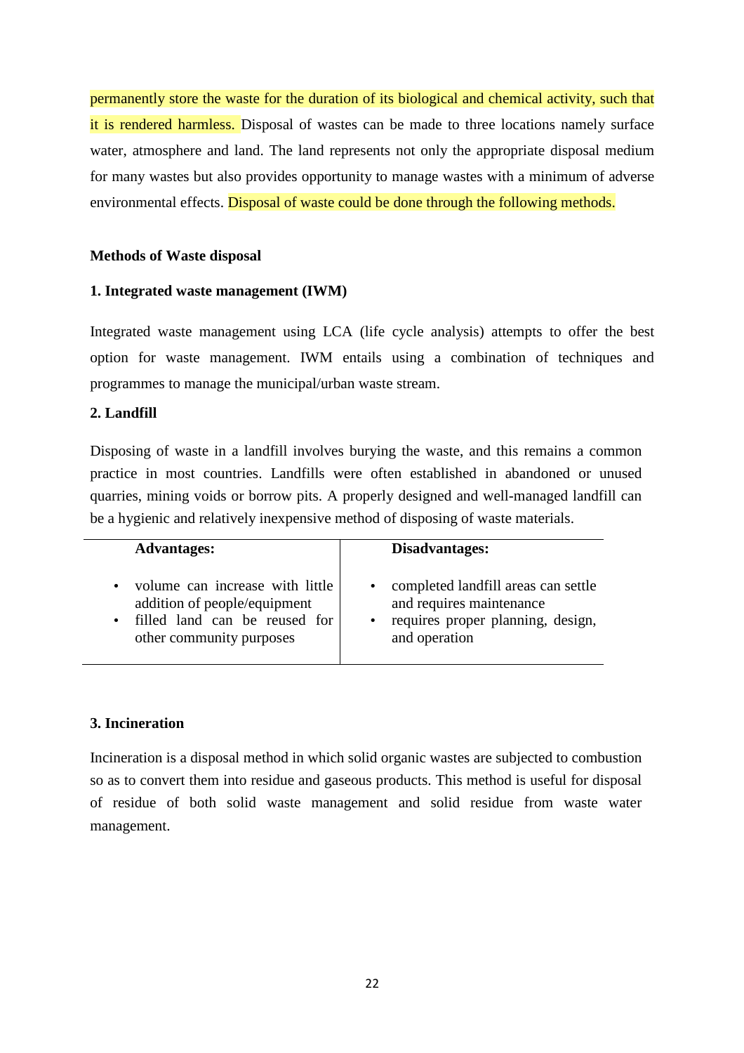permanently store the waste for the duration of its biological and chemical activity, such that it is rendered harmless. Disposal of wastes can be made to three locations namely surface water, atmosphere and land. The land represents not only the appropriate disposal medium for many wastes but also provides opportunity to manage wastes with a minimum of adverse environmental effects. Disposal of waste could be done through the following methods.

**Methods of Waste disposal**

**1. Integrated waste management (IWM)**

Integrated waste management using LCA (life cycle analysis) attempts to offer the best option for waste management. IWM entails using a combination of techniques and programmes to manage the municipal/urban waste stream.

**2. Landfill**

Disposing of waste in a landfill involves burying the waste, and this remains a common practice in most countries. Landfills were often established in abandoned or unused quarries, mining voids or borrow pits. A properly designed and well-managed landfill can be a hygienic and relatively inexpensive method of disposing of waste materials.

| Advantages: | Disadvantages: |
|---|---|
| • volume can increase with little addition of people/equipment<br>• filled land can be reused for other community purposes | • completed landfill areas can settle and requires maintenance<br>• requires proper planning, design, and operation |

**3. Incineration**

Incineration is a disposal method in which solid organic wastes are subjected to combustion so as to convert them into residue and gaseous products. This method is useful for disposal of residue of both solid waste management and solid residue from waste water management.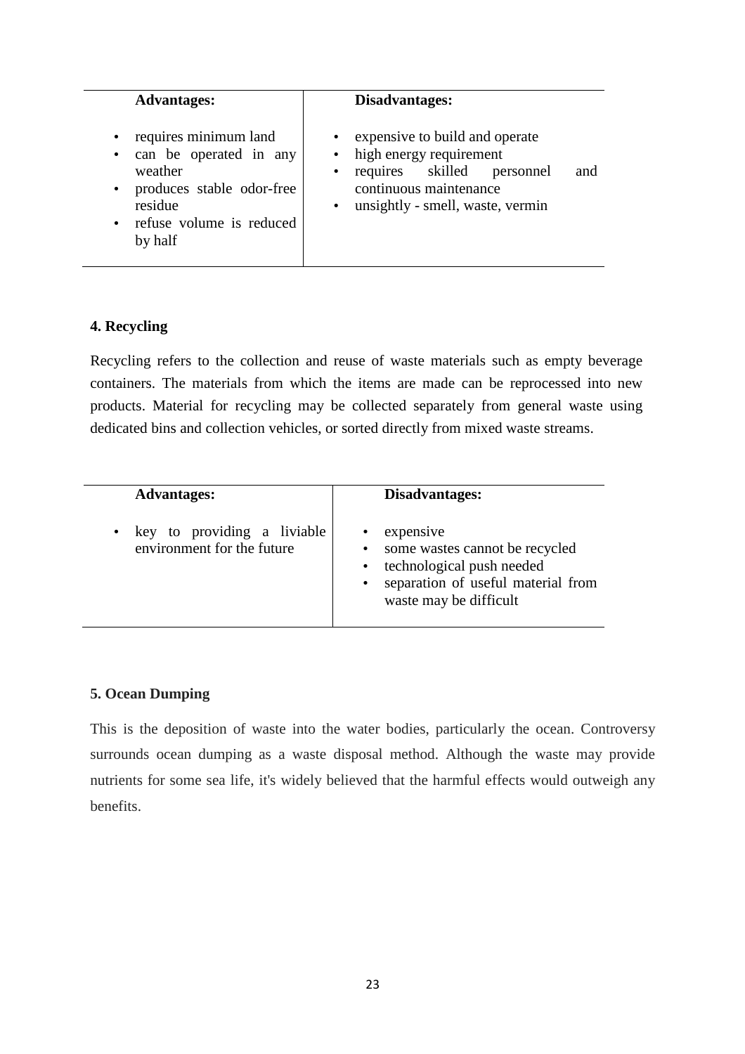| Advantages: | Disadvantages: |
|---|---|
| • requires minimum land<br>• can be operated in any weather<br>• produces stable odor-free residue<br>• refuse volume is reduced by half | • expensive to build and operate<br>• high energy requirement<br>• requires skilled personnel and continuous maintenance<br>• unsightly - smell, waste, vermin |

**4. Recycling**

Recycling refers to the collection and reuse of waste materials such as empty beverage containers. The materials from which the items are made can be reprocessed into new products. Material for recycling may be collected separately from general waste using dedicated bins and collection vehicles, or sorted directly from mixed waste streams.

| Advantages: | Disadvantages: |
|---|---|
| • key to providing a liviable environment for the future | • expensive<br>• some wastes cannot be recycled<br>• technological push needed<br>• separation of useful material from waste may be difficult |

**5. Ocean Dumping**

This is the deposition of waste into the water bodies, particularly the ocean. Controversy surrounds ocean dumping as a waste disposal method. Although the waste may provide nutrients for some sea life, it's widely believed that the harmful effects would outweigh any benefits.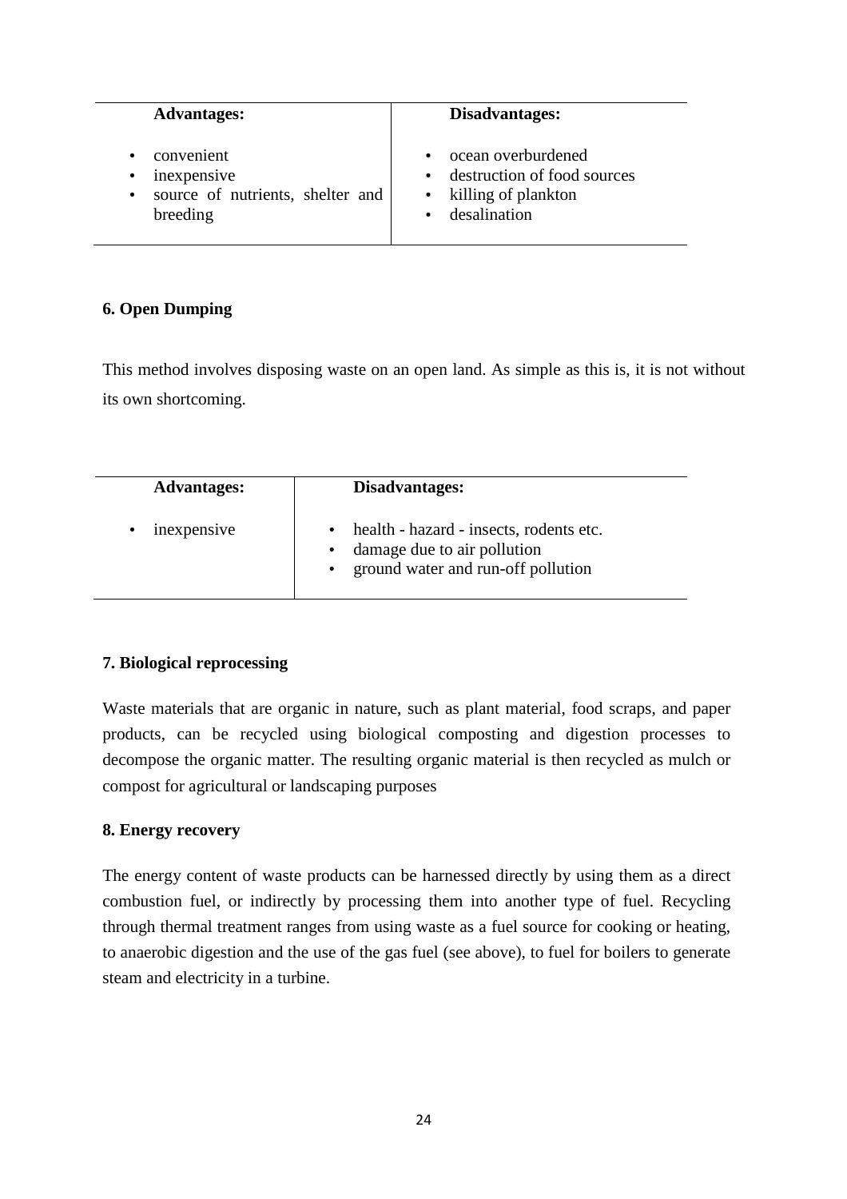| Advantages: | Disadvantages: |
|---|---|
| • convenient<br>• inexpensive<br>• source of nutrients, shelter and breeding | • ocean overburdened<br>• destruction of food sources<br>• killing of plankton<br>• desalination |

**6. Open Dumping**

This method involves disposing waste on an open land. As simple as this is, it is not without its own shortcoming.

| Advantages: | Disadvantages: |
|---|---|
| • inexpensive | • health - hazard - insects, rodents etc.<br>• damage due to air pollution<br>• ground water and run-off pollution |

**7. Biological reprocessing**

Waste materials that are organic in nature, such as plant material, food scraps, and paper products, can be recycled using biological composting and digestion processes to decompose the organic matter. The resulting organic material is then recycled as mulch or compost for agricultural or landscaping purposes

**8. Energy recovery**

The energy content of waste products can be harnessed directly by using them as a direct combustion fuel, or indirectly by processing them into another type of fuel. Recycling through thermal treatment ranges from using waste as a fuel source for cooking or heating, to anaerobic digestion and the use of the gas fuel (see above), to fuel for boilers to generate steam and electricity in a turbine.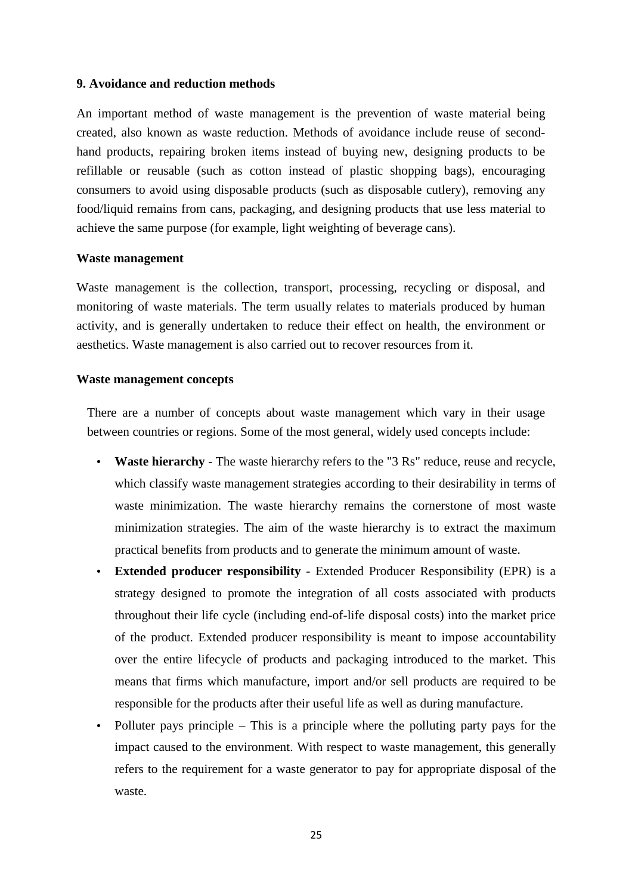**9. Avoidance and reduction methods**

An important method of waste management is the prevention of waste material being created, also known as waste reduction. Methods of avoidance include reuse of second-hand products, repairing broken items instead of buying new, designing products to be refillable or reusable (such as cotton instead of plastic shopping bags), encouraging consumers to avoid using disposable products (such as disposable cutlery), removing any food/liquid remains from cans, packaging, and designing products that use less material to achieve the same purpose (for example, light weighting of beverage cans).

**Waste management**

Waste management is the collection, transport, processing, recycling or disposal, and monitoring of waste materials. The term usually relates to materials produced by human activity, and is generally undertaken to reduce their effect on health, the environment or aesthetics. Waste management is also carried out to recover resources from it.

**Waste management concepts**

There are a number of concepts about waste management which vary in their usage between countries or regions. Some of the most general, widely used concepts include:

- **Waste hierarchy** - The waste hierarchy refers to the "3 Rs" reduce, reuse and recycle, which classify waste management strategies according to their desirability in terms of waste minimization. The waste hierarchy remains the cornerstone of most waste minimization strategies. The aim of the waste hierarchy is to extract the maximum practical benefits from products and to generate the minimum amount of waste.
- **Extended producer responsibility** - Extended Producer Responsibility (EPR) is a strategy designed to promote the integration of all costs associated with products throughout their life cycle (including end-of-life disposal costs) into the market price of the product. Extended producer responsibility is meant to impose accountability over the entire lifecycle of products and packaging introduced to the market. This means that firms which manufacture, import and/or sell products are required to be responsible for the products after their useful life as well as during manufacture.
- Polluter pays principle – This is a principle where the polluting party pays for the impact caused to the environment. With respect to waste management, this generally refers to the requirement for a waste generator to pay for appropriate disposal of the waste.